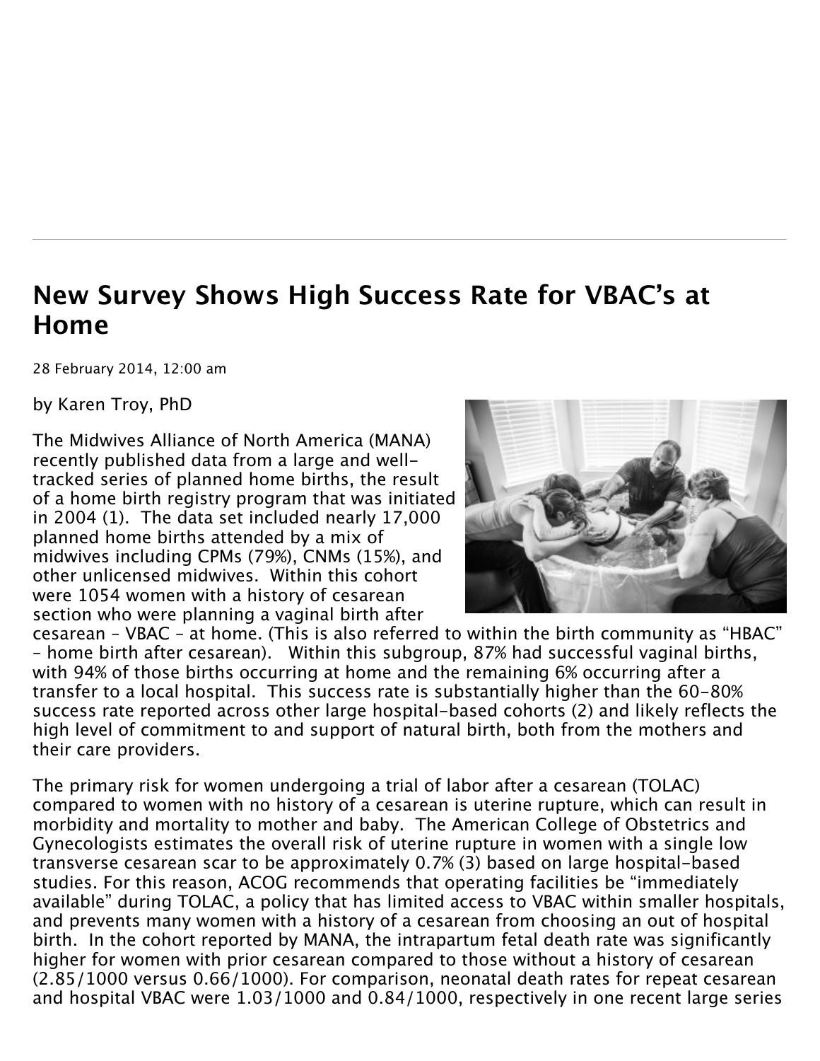# New Survey Shows High Success Rate for VBAC's at Home

28 February 2014, 12:00 am

by Karen Troy, PhD

The Midwives Alliance of North America (MANA) recently published data from a large and well-tracked series of planned home births, the result of a home birth registry program that was initiated in 2004 (1). The data set included nearly 17,000 planned home births attended by a mix of midwives including CPMs (79%), CNMs (15%), and other unlicensed midwives. Within this cohort were 1054 women with a history of cesarean section who were planning a vaginal birth after cesarean – VBAC – at home. (This is also referred to within the birth community as "HBAC" – home birth after cesarean). Within this subgroup, 87% had successful vaginal births, with 94% of those births occurring at home and the remaining 6% occurring after a transfer to a local hospital. This success rate is substantially higher than the 60-80% success rate reported across other large hospital-based cohorts (2) and likely reflects the high level of commitment to and support of natural birth, both from the mothers and their care providers.

The primary risk for women undergoing a trial of labor after a cesarean (TOLAC) compared to women with no history of a cesarean is uterine rupture, which can result in morbidity and mortality to mother and baby. The American College of Obstetrics and Gynecologists estimates the overall risk of uterine rupture in women with a single low transverse cesarean scar to be approximately 0.7% (3) based on large hospital-based studies. For this reason, ACOG recommends that operating facilities be "immediately available" during TOLAC, a policy that has limited access to VBAC within smaller hospitals, and prevents many women with a history of a cesarean from choosing an out of hospital birth. In the cohort reported by MANA, the intrapartum fetal death rate was significantly higher for women with prior cesarean compared to those without a history of cesarean (2.85/1000 versus 0.66/1000). For comparison, neonatal death rates for repeat cesarean and hospital VBAC were 1.03/1000 and 0.84/1000, respectively in one recent large series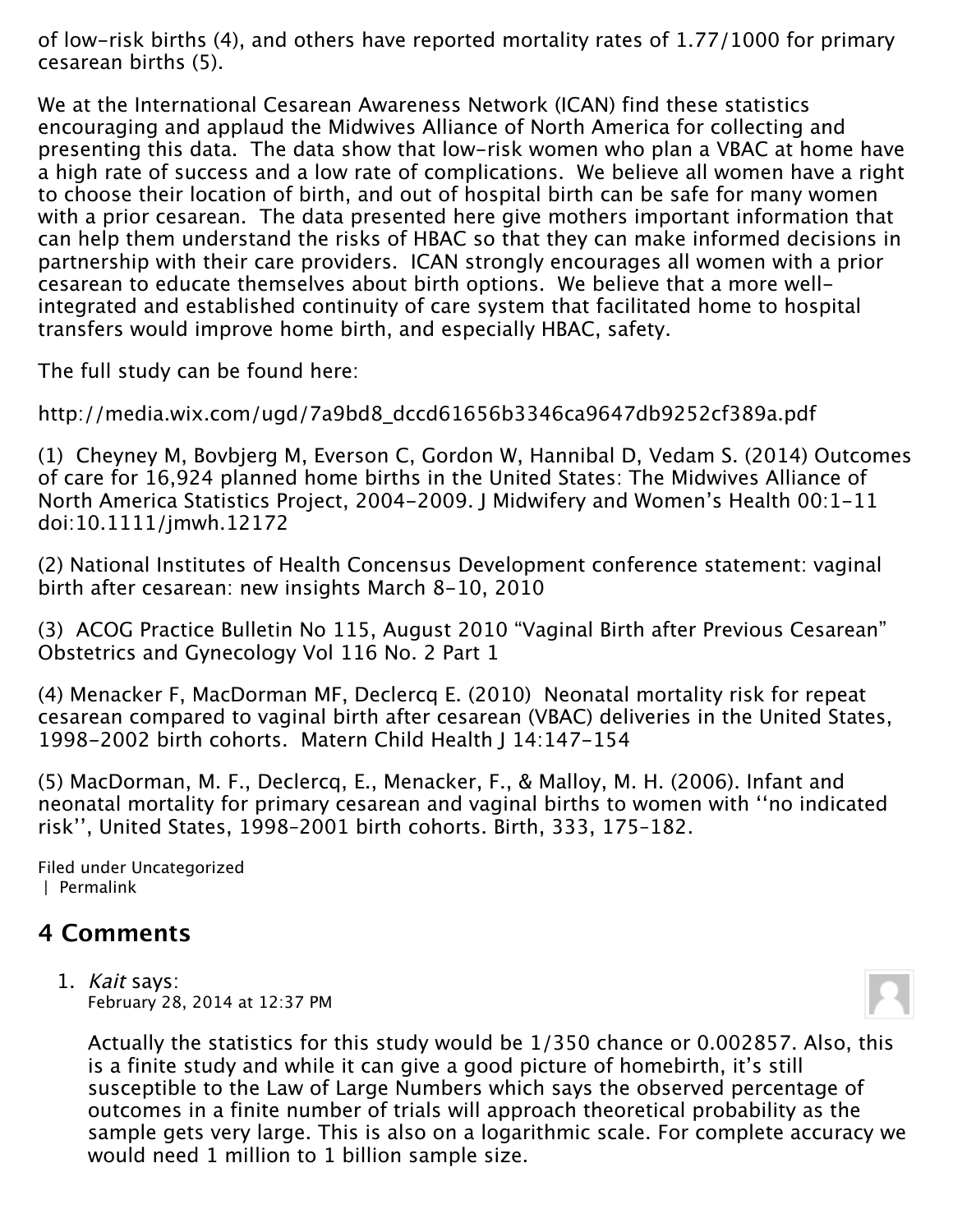of low-risk births (4), and others have reported mortality rates of 1.77/1000 for primary cesarean births (5).

We at the International Cesarean Awareness Network (ICAN) find these statistics encouraging and applaud the Midwives Alliance of North America for collecting and presenting this data. The data show that low-risk women who plan a VBAC at home have a high rate of success and a low rate of complications. We believe all women have a right to choose their location of birth, and out of hospital birth can be safe for many women with a prior cesarean. The data presented here give mothers important information that can help them understand the risks of HBAC so that they can make informed decisions in partnership with their care providers. ICAN strongly encourages all women with a prior cesarean to educate themselves about birth options. We believe that a more well-integrated and established continuity of care system that facilitated home to hospital transfers would improve home birth, and especially HBAC, safety.

The full study can be found here:

http://media.wix.com/ugd/7a9bd8_dccd61656b3346ca9647db9252cf389a.pdf

(1) Cheyney M, Bovbjerg M, Everson C, Gordon W, Hannibal D, Vedam S. (2014) Outcomes of care for 16,924 planned home births in the United States: The Midwives Alliance of North America Statistics Project, 2004-2009. J Midwifery and Women's Health 00:1-11 doi:10.1111/jmwh.12172

(2) National Institutes of Health Concensus Development conference statement: vaginal birth after cesarean: new insights March 8-10, 2010

(3) ACOG Practice Bulletin No 115, August 2010 "Vaginal Birth after Previous Cesarean" Obstetrics and Gynecology Vol 116 No. 2 Part 1

(4) Menacker F, MacDorman MF, Declercq E. (2010) Neonatal mortality risk for repeat cesarean compared to vaginal birth after cesarean (VBAC) deliveries in the United States, 1998-2002 birth cohorts. Matern Child Health J 14:147-154

(5) MacDorman, M. F., Declercq, E., Menacker, F., & Malloy, M. H. (2006). Infant and neonatal mortality for primary cesarean and vaginal births to women with ''no indicated risk'', United States, 1998–2001 birth cohorts. Birth, 333, 175–182.

Filed under Uncategorized
| Permalink

## 4 Comments

1. *Kait* says:
   February 28, 2014 at 12:37 PM

   Actually the statistics for this study would be 1/350 chance or 0.002857. Also, this is a finite study and while it can give a good picture of homebirth, it's still susceptible to the Law of Large Numbers which says the observed percentage of outcomes in a finite number of trials will approach theoretical probability as the sample gets very large. This is also on a logarithmic scale. For complete accuracy we would need 1 million to 1 billion sample size.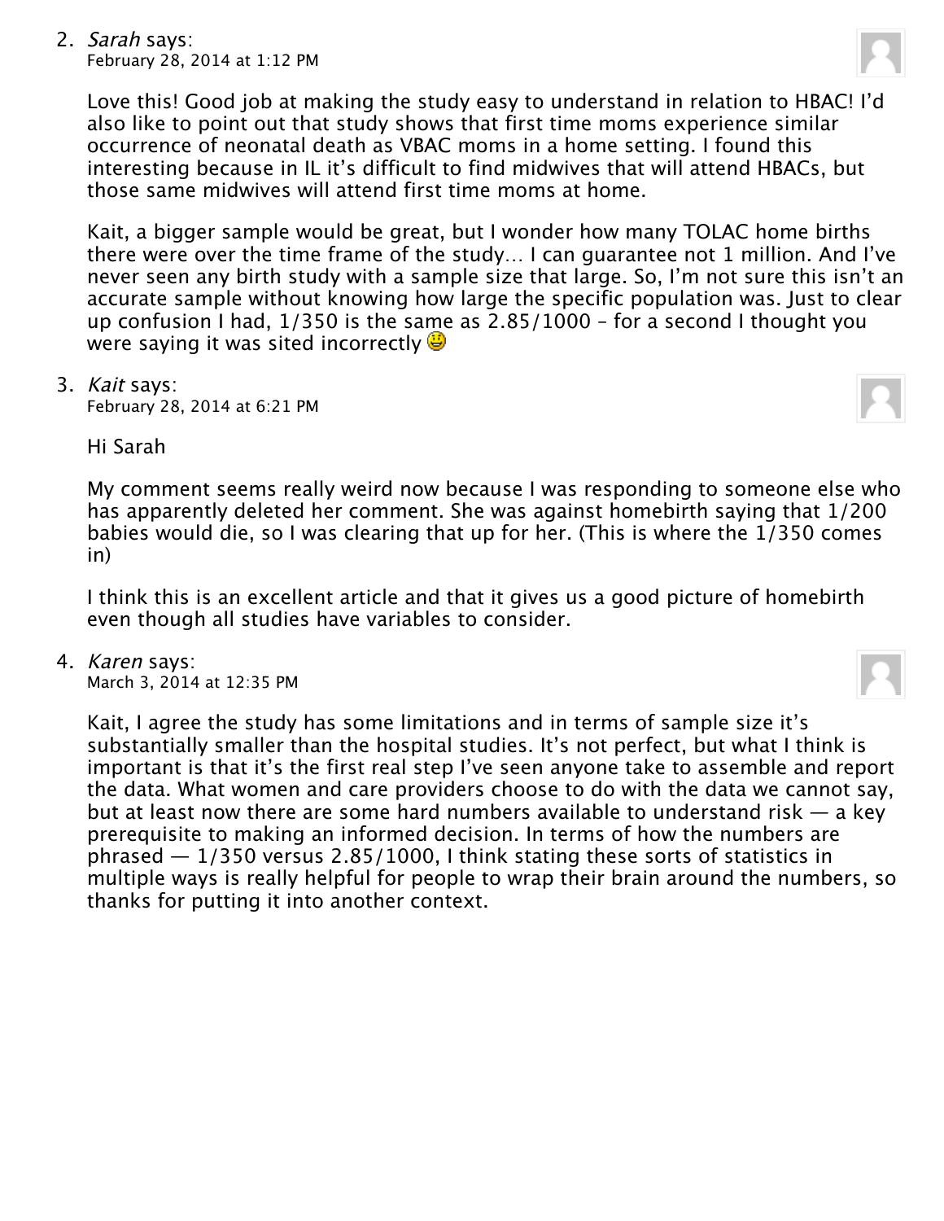2. *Sarah* says:
   February 28, 2014 at 1:12 PM

   Love this! Good job at making the study easy to understand in relation to HBAC! I'd also like to point out that study shows that first time moms experience similar occurrence of neonatal death as VBAC moms in a home setting. I found this interesting because in IL it's difficult to find midwives that will attend HBACs, but those same midwives will attend first time moms at home.

   Kait, a bigger sample would be great, but I wonder how many TOLAC home births there were over the time frame of the study… I can guarantee not 1 million. And I've never seen any birth study with a sample size that large. So, I'm not sure this isn't an accurate sample without knowing how large the specific population was. Just to clear up confusion I had, 1/350 is the same as 2.85/1000 – for a second I thought you were saying it was sited incorrectly 😃

3. *Kait* says:
   February 28, 2014 at 6:21 PM

   Hi Sarah

   My comment seems really weird now because I was responding to someone else who has apparently deleted her comment. She was against homebirth saying that 1/200 babies would die, so I was clearing that up for her. (This is where the 1/350 comes in)

   I think this is an excellent article and that it gives us a good picture of homebirth even though all studies have variables to consider.

4. *Karen* says:
   March 3, 2014 at 12:35 PM

   Kait, I agree the study has some limitations and in terms of sample size it's substantially smaller than the hospital studies. It's not perfect, but what I think is important is that it's the first real step I've seen anyone take to assemble and report the data. What women and care providers choose to do with the data we cannot say, but at least now there are some hard numbers available to understand risk — a key prerequisite to making an informed decision. In terms of how the numbers are phrased — 1/350 versus 2.85/1000, I think stating these sorts of statistics in multiple ways is really helpful for people to wrap their brain around the numbers, so thanks for putting it into another context.